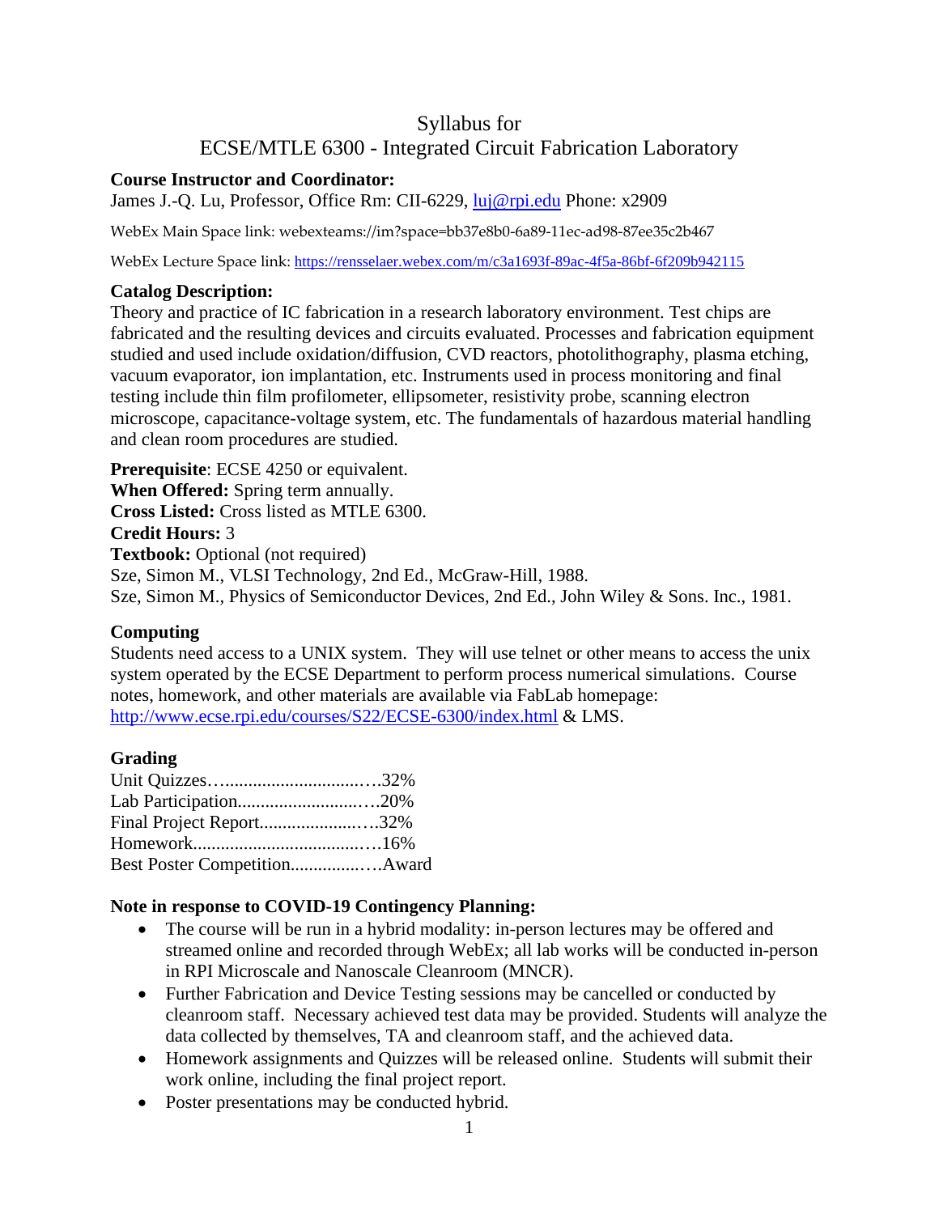# Syllabus for
# ECSE/MTLE 6300 - Integrated Circuit Fabrication Laboratory

**Course Instructor and Coordinator:**
James J.-Q. Lu, Professor, Office Rm: CII-6229, [luj@rpi.edu](mailto:luj@rpi.edu) Phone: x2909

WebEx Main Space link: webexteams://im?space=bb37e8b0-6a89-11ec-ad98-87ee35c2b467

WebEx Lecture Space link: [https://rensselaer.webex.com/m/c3a1693f-89ac-4f5a-86bf-6f209b942115](https://rensselaer.webex.com/m/c3a1693f-89ac-4f5a-86bf-6f209b942115)

**Catalog Description:**
Theory and practice of IC fabrication in a research laboratory environment. Test chips are fabricated and the resulting devices and circuits evaluated. Processes and fabrication equipment studied and used include oxidation/diffusion, CVD reactors, photolithography, plasma etching, vacuum evaporator, ion implantation, etc. Instruments used in process monitoring and final testing include thin film profilometer, ellipsometer, resistivity probe, scanning electron microscope, capacitance-voltage system, etc. The fundamentals of hazardous material handling and clean room procedures are studied.

**Prerequisite**: ECSE 4250 or equivalent.
**When Offered:** Spring term annually.
**Cross Listed:** Cross listed as MTLE 6300.
**Credit Hours:** 3
**Textbook:** Optional (not required)
Sze, Simon M., VLSI Technology, 2nd Ed., McGraw-Hill, 1988.
Sze, Simon M., Physics of Semiconductor Devices, 2nd Ed., John Wiley & Sons. Inc., 1981.

**Computing**
Students need access to a UNIX system. They will use telnet or other means to access the unix system operated by the ECSE Department to perform process numerical simulations. Course notes, homework, and other materials are available via FabLab homepage: [http://www.ecse.rpi.edu/courses/S22/ECSE-6300/index.html](http://www.ecse.rpi.edu/courses/S22/ECSE-6300/index.html) & LMS.

**Grading**
Unit Quizzes……..............................….32%
Lab Participation...........................….20%
Final Project Report......................….32%
Homework......................................….16%
Best Poster Competition................….Award

**Note in response to COVID-19 Contingency Planning:**

- The course will be run in a hybrid modality: in-person lectures may be offered and streamed online and recorded through WebEx; all lab works will be conducted in-person in RPI Microscale and Nanoscale Cleanroom (MNCR).
- Further Fabrication and Device Testing sessions may be cancelled or conducted by cleanroom staff. Necessary achieved test data may be provided. Students will analyze the data collected by themselves, TA and cleanroom staff, and the achieved data.
- Homework assignments and Quizzes will be released online. Students will submit their work online, including the final project report.
- Poster presentations may be conducted hybrid.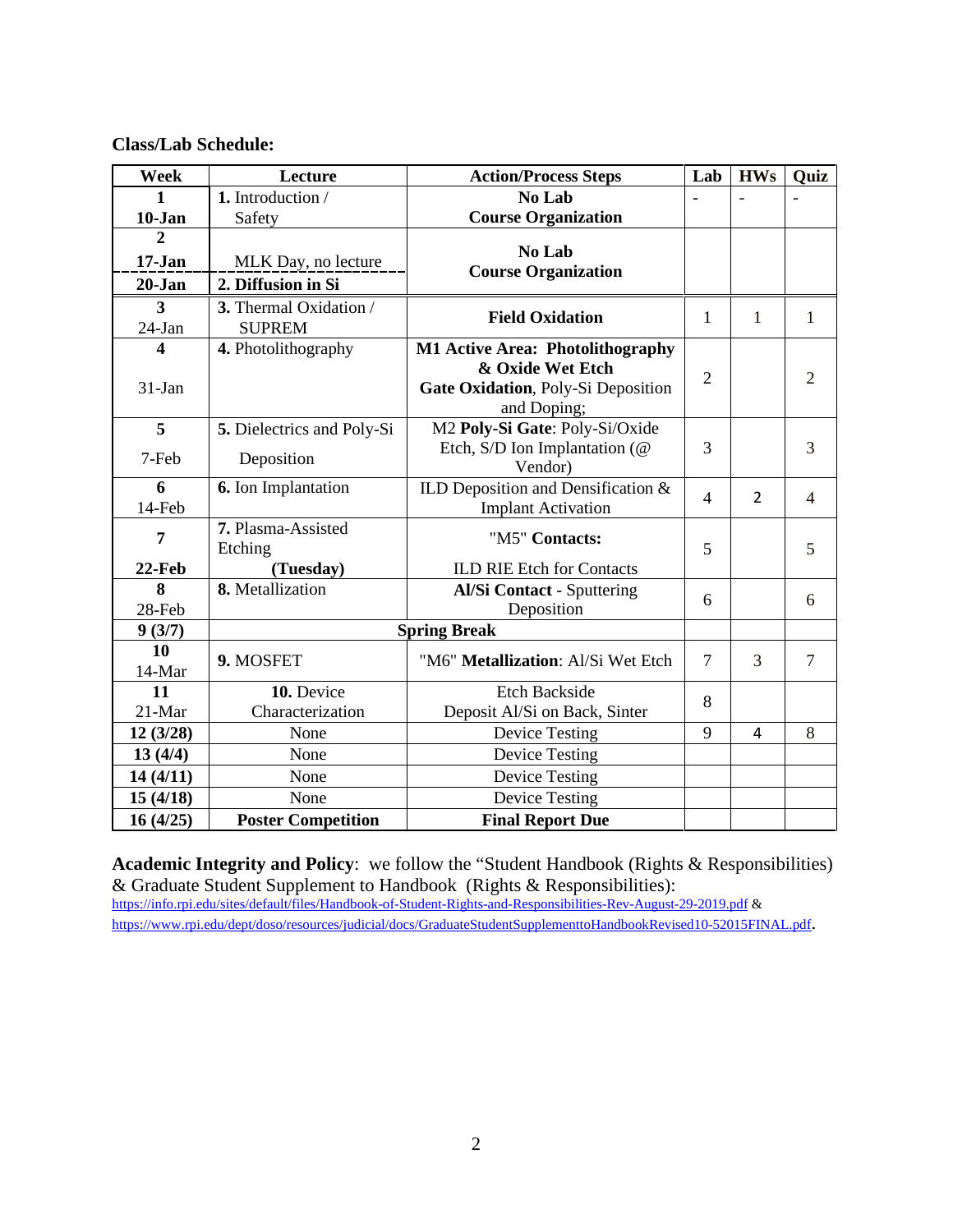**Class/Lab Schedule:**

| Week | Lecture | Action/Process Steps | Lab | HWs | Quiz |
|---|---|---|---|---|---|
| **1** **10-Jan** | **1.** Introduction / Safety | **No Lab** **Course Organization** | - | - | - |
| **2** **17-Jan** | MLK Day, no lecture | **No Lab** **Course Organization** | | | |
| **20-Jan** | **2. Diffusion in Si** | | | | |
| **3** 24-Jan | **3.** Thermal Oxidation / SUPREM | **Field Oxidation** | 1 | 1 | 1 |
| **4** 31-Jan | **4.** Photolithography | **M1 Active Area: Photolithography & Oxide Wet Etch** **Gate Oxidation**, Poly-Si Deposition and Doping; | 2 | | 2 |
| **5** 7-Feb | **5.** Dielectrics and Poly-Si Deposition | M2 **Poly-Si Gate**: Poly-Si/Oxide Etch, S/D Ion Implantation (@ Vendor) | 3 | | 3 |
| **6** 14-Feb | **6.** Ion Implantation | ILD Deposition and Densification & Implant Activation | 4 | 2 | 4 |
| **7** **22-Feb** | **7.** Plasma-Assisted Etching **(Tuesday)** | "M5" **Contacts:** ILD RIE Etch for Contacts | 5 | | 5 |
| **8** 28-Feb | **8.** Metallization | **Al/Si Contact** - Sputtering Deposition | 6 | | 6 |
| **9 (3/7)** | **Spring Break** | | | | |
| **10** 14-Mar | **9.** MOSFET | "M6" **Metallization**: Al/Si Wet Etch | 7 | 3 | 7 |
| **11** 21-Mar | **10.** Device Characterization | Etch Backside Deposit Al/Si on Back, Sinter | 8 | | |
| **12 (3/28)** | None | Device Testing | 9 | 4 | 8 |
| **13 (4/4)** | None | Device Testing | | | |
| **14 (4/11)** | None | Device Testing | | | |
| **15 (4/18)** | None | Device Testing | | | |
| **16 (4/25)** | **Poster Competition** | **Final Report Due** | | | |

**Academic Integrity and Policy**: we follow the "Student Handbook (Rights & Responsibilities) & Graduate Student Supplement to Handbook (Rights & Responsibilities): https://info.rpi.edu/sites/default/files/Handbook-of-Student-Rights-and-Responsibilities-Rev-August-29-2019.pdf & https://www.rpi.edu/dept/doso/resources/judicial/docs/GraduateStudentSupplementtoHandbookRevised10-52015FINAL.pdf.